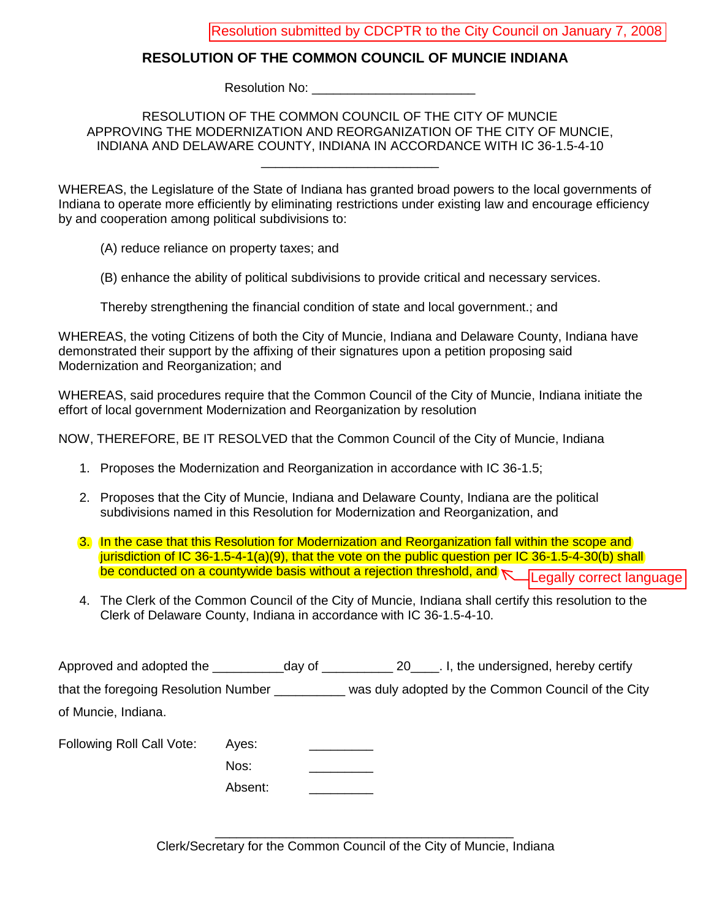Resolution submitted by CDCPTR to the City Council on January 7, 2008

# RESOLUTION OF THE COMMON COUNCIL OF MUNCIE INDIANA

Resolution No: ______________________

RESOLUTION OF THE COMMON COUNCIL OF THE CITY OF MUNCIE APPROVING THE MODERNIZATION AND REORGANIZATION OF THE CITY OF MUNCIE, INDIANA AND DELAWARE COUNTY, INDIANA IN ACCORDANCE WITH IC 36-1.5-4-10

________________________

WHEREAS, the Legislature of the State of Indiana has granted broad powers to the local governments of Indiana to operate more efficiently by eliminating restrictions under existing law and encourage efficiency by and cooperation among political subdivisions to:

(A) reduce reliance on property taxes; and

(B) enhance the ability of political subdivisions to provide critical and necessary services.

Thereby strengthening the financial condition of state and local government.; and

WHEREAS, the voting Citizens of both the City of Muncie, Indiana and Delaware County, Indiana have demonstrated their support by the affixing of their signatures upon a petition proposing said Modernization and Reorganization; and

WHEREAS, said procedures require that the Common Council of the City of Muncie, Indiana initiate the effort of local government Modernization and Reorganization by resolution

NOW, THEREFORE, BE IT RESOLVED that the Common Council of the City of Muncie, Indiana

1. Proposes the Modernization and Reorganization in accordance with IC 36-1.5;
2. Proposes that the City of Muncie, Indiana and Delaware County, Indiana are the political subdivisions named in this Resolution for Modernization and Reorganization, and
3. In the case that this Resolution for Modernization and Reorganization fall within the scope and jurisdiction of IC 36-1.5-4-1(a)(9), that the vote on the public question per IC 36-1.5-4-30(b) shall be conducted on a countywide basis without a rejection threshold, and ← Legally correct language
4. The Clerk of the Common Council of the City of Muncie, Indiana shall certify this resolution to the Clerk of Delaware County, Indiana in accordance with IC 36-1.5-4-10.

Approved and adopted the __________day of __________ 20____. I, the undersigned, hereby certify that the foregoing Resolution Number __________ was duly adopted by the Common Council of the City of Muncie, Indiana.

Following Roll Call Vote:

Ayes: _________

Nos: _________

Absent: _________

__________________________________________

Clerk/Secretary for the Common Council of the City of Muncie, Indiana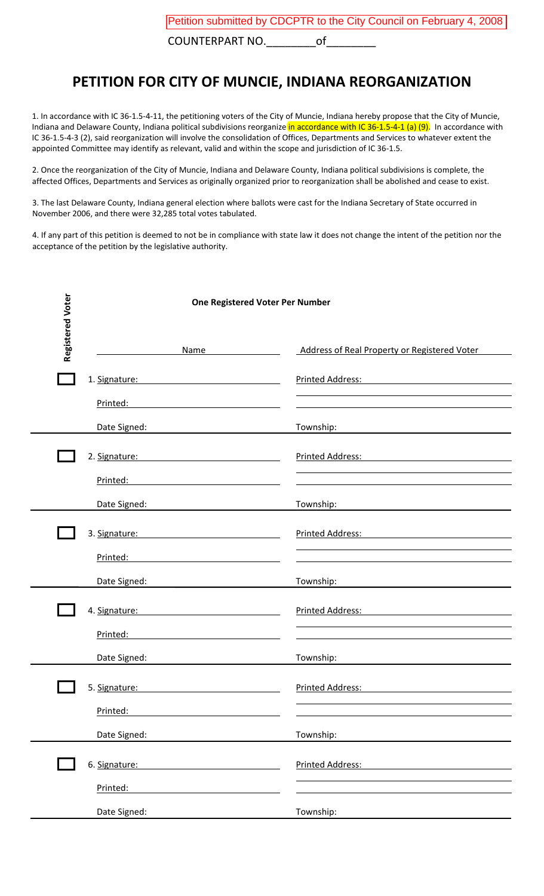Petition submitted by CDCPTR to the City Council on February 4, 2008

COUNTERPART NO.________of________

# PETITION FOR CITY OF MUNCIE, INDIANA REORGANIZATION

1. In accordance with IC 36-1.5-4-11, the petitioning voters of the City of Muncie, Indiana hereby propose that the City of Muncie, Indiana and Delaware County, Indiana political subdivisions reorganize in accordance with IC 36-1.5-4-1 (a) (9). In accordance with IC 36-1.5-4-3 (2), said reorganization will involve the consolidation of Offices, Departments and Services to whatever extent the appointed Committee may identify as relevant, valid and within the scope and jurisdiction of IC 36-1.5.

2. Once the reorganization of the City of Muncie, Indiana and Delaware County, Indiana political subdivisions is complete, the affected Offices, Departments and Services as originally organized prior to reorganization shall be abolished and cease to exist.

3. The last Delaware County, Indiana general election where ballots were cast for the Indiana Secretary of State occurred in November 2006, and there were 32,285 total votes tabulated.

4. If any part of this petition is deemed to not be in compliance with state law it does not change the intent of the petition nor the acceptance of the petition by the legislative authority.

**One Registered Voter Per Number**

| Registered Voter | Name | Address of Real Property or Registered Voter |
|---|---|---|
| ☐ | 1. Signature:<br>Printed:<br>Date Signed: | Printed Address:<br><br>Township: |
| ☐ | 2. Signature:<br>Printed:<br>Date Signed: | Printed Address:<br><br>Township: |
| ☐ | 3. Signature:<br>Printed:<br>Date Signed: | Printed Address:<br><br>Township: |
| ☐ | 4. Signature:<br>Printed:<br>Date Signed: | Printed Address:<br><br>Township: |
| ☐ | 5. Signature:<br>Printed:<br>Date Signed: | Printed Address:<br><br>Township: |
| ☐ | 6. Signature:<br>Printed:<br>Date Signed: | Printed Address:<br><br>Township: |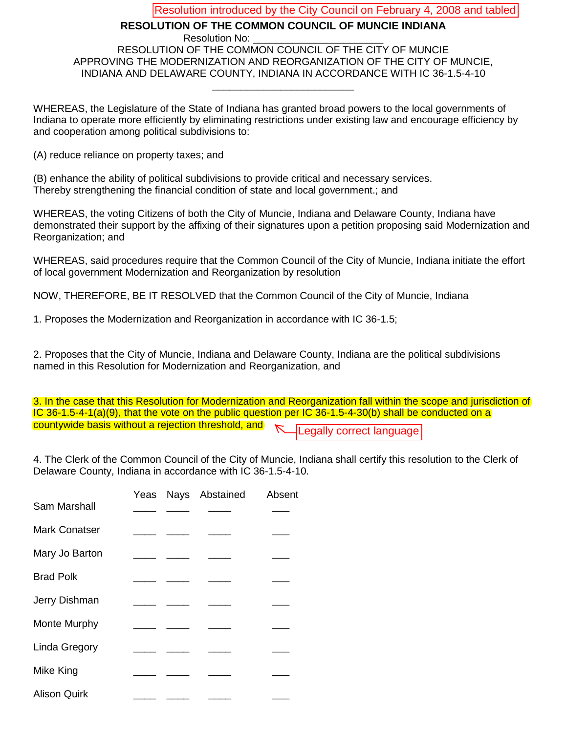Resolution introduced by the City Council on February 4, 2008 and tabled

**RESOLUTION OF THE COMMON COUNCIL OF MUNCIE INDIANA**

Resolution No: ______________________

RESOLUTION OF THE COMMON COUNCIL OF THE CITY OF MUNCIE APPROVING THE MODERNIZATION AND REORGANIZATION OF THE CITY OF MUNCIE, INDIANA AND DELAWARE COUNTY, INDIANA IN ACCORDANCE WITH IC 36-1.5-4-10

________________________

WHEREAS, the Legislature of the State of Indiana has granted broad powers to the local governments of Indiana to operate more efficiently by eliminating restrictions under existing law and encourage efficiency by and cooperation among political subdivisions to:

(A) reduce reliance on property taxes; and

(B) enhance the ability of political subdivisions to provide critical and necessary services. Thereby strengthening the financial condition of state and local government.; and

WHEREAS, the voting Citizens of both the City of Muncie, Indiana and Delaware County, Indiana have demonstrated their support by the affixing of their signatures upon a petition proposing said Modernization and Reorganization; and

WHEREAS, said procedures require that the Common Council of the City of Muncie, Indiana initiate the effort of local government Modernization and Reorganization by resolution

NOW, THEREFORE, BE IT RESOLVED that the Common Council of the City of Muncie, Indiana

1. Proposes the Modernization and Reorganization in accordance with IC 36-1.5;

2. Proposes that the City of Muncie, Indiana and Delaware County, Indiana are the political subdivisions named in this Resolution for Modernization and Reorganization, and

3. In the case that this Resolution for Modernization and Reorganization fall within the scope and jurisdiction of IC 36-1.5-4-1(a)(9), that the vote on the public question per IC 36-1.5-4-30(b) shall be conducted on a countywide basis without a rejection threshold, and

Legally correct language

4. The Clerk of the Common Council of the City of Muncie, Indiana shall certify this resolution to the Clerk of Delaware County, Indiana in accordance with IC 36-1.5-4-10.

| | Yeas | Nays | Abstained | Absent |
|---|---|---|---|---|
| Sam Marshall | ____ | ____ | ____ | ___ |
| Mark Conatser | ____ | ____ | ____ | ___ |
| Mary Jo Barton | ____ | ____ | ____ | ___ |
| Brad Polk | ____ | ____ | ____ | ___ |
| Jerry Dishman | ____ | ____ | ____ | ___ |
| Monte Murphy | ____ | ____ | ____ | ___ |
| Linda Gregory | ____ | ____ | ____ | ___ |
| Mike King | ____ | ____ | ____ | ___ |
| Alison Quirk | ____ | ____ | ____ | ___ |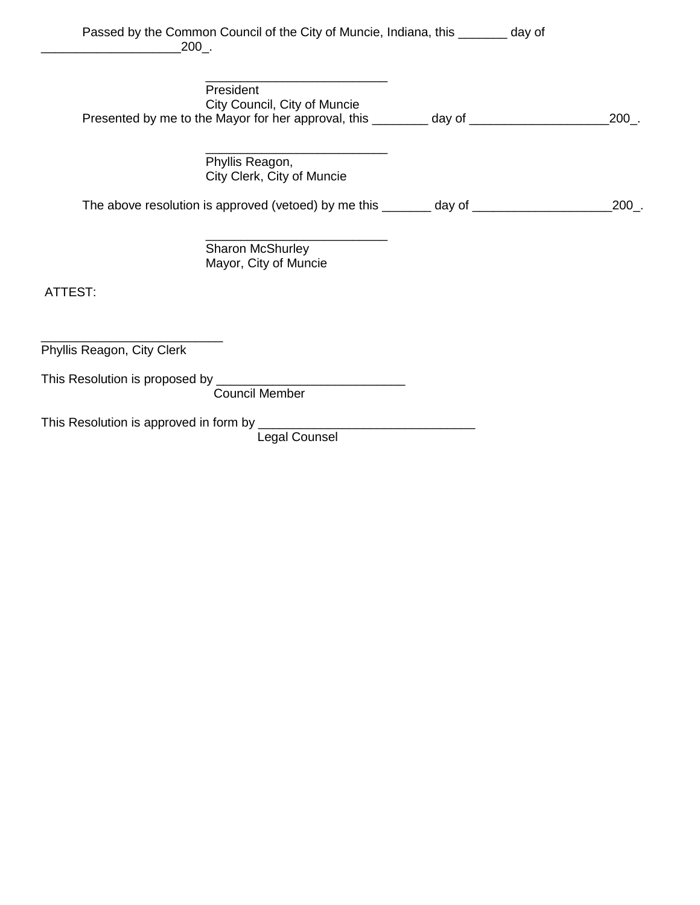Passed by the Common Council of the City of Muncie, Indiana, this _______ day of ____________________200_.

__________________________
President
City Council, City of Muncie

Presented by me to the Mayor for her approval, this ________ day of ____________________200_.

__________________________
Phyllis Reagon,
City Clerk, City of Muncie

The above resolution is approved (vetoed) by me this _______ day of ____________________200_.

__________________________
Sharon McShurley
Mayor, City of Muncie

ATTEST:

__________________________
Phyllis Reagon, City Clerk

This Resolution is proposed by ___________________________
Council Member

This Resolution is approved in form by _______________________________
Legal Counsel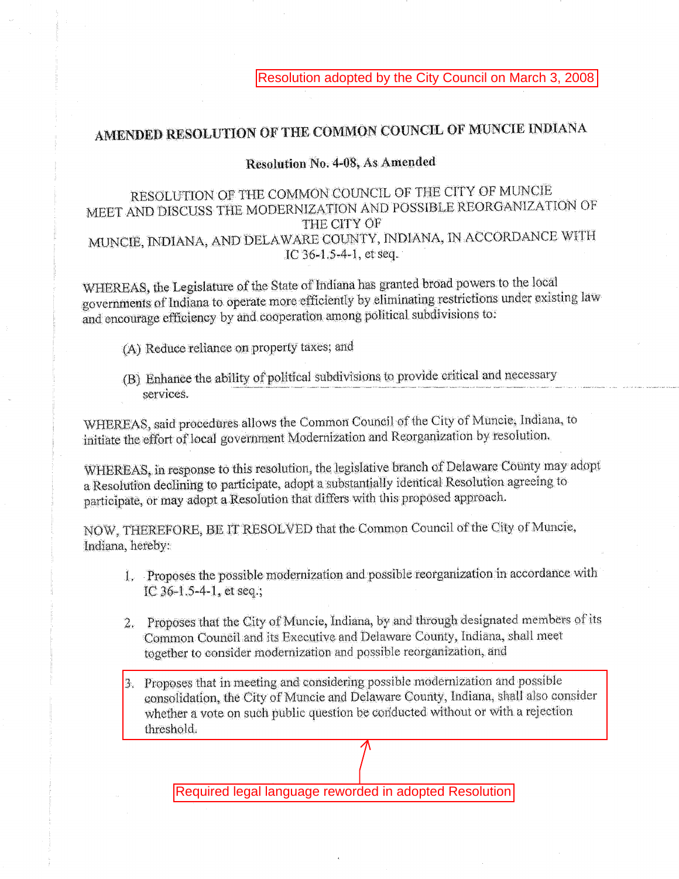Resolution adopted by the City Council on March 3, 2008

# AMENDED RESOLUTION OF THE COMMON COUNCIL OF MUNCIE INDIANA

## Resolution No. 4-08, As Amended

RESOLUTION OF THE COMMON COUNCIL OF THE CITY OF MUNCIE MEET AND DISCUSS THE MODERNIZATION AND POSSIBLE REORGANIZATION OF THE CITY OF MUNCIE, INDIANA, AND DELAWARE COUNTY, INDIANA, IN ACCORDANCE WITH IC 36-1.5-4-1, et seq.

WHEREAS, the Legislature of the State of Indiana has granted broad powers to the local governments of Indiana to operate more efficiently by eliminating restrictions under existing law and encourage efficiency by and cooperation among political subdivisions to:

(A) Reduce reliance on property taxes; and

(B) Enhance the ability of political subdivisions to provide critical and necessary services.

WHEREAS, said procedures allows the Common Council of the City of Muncie, Indiana, to initiate the effort of local government Modernization and Reorganization by resolution.

WHEREAS, in response to this resolution, the legislative branch of Delaware County may adopt a Resolution declining to participate, adopt a substantially identical Resolution agreeing to participate, or may adopt a Resolution that differs with this proposed approach.

NOW, THEREFORE, BE IT RESOLVED that the Common Council of the City of Muncie, Indiana, hereby:

1. Proposes the possible modernization and possible reorganization in accordance with IC 36-1.5-4-1, et seq.;

2. Proposes that the City of Muncie, Indiana, by and through designated members of its Common Council and its Executive and Delaware County, Indiana, shall meet together to consider modernization and possible reorganization, and

3. Proposes that in meeting and considering possible modernization and possible consolidation, the City of Muncie and Delaware County, Indiana, shall also consider whether a vote on such public question be conducted without or with a rejection threshold.

Required legal language reworded in adopted Resolution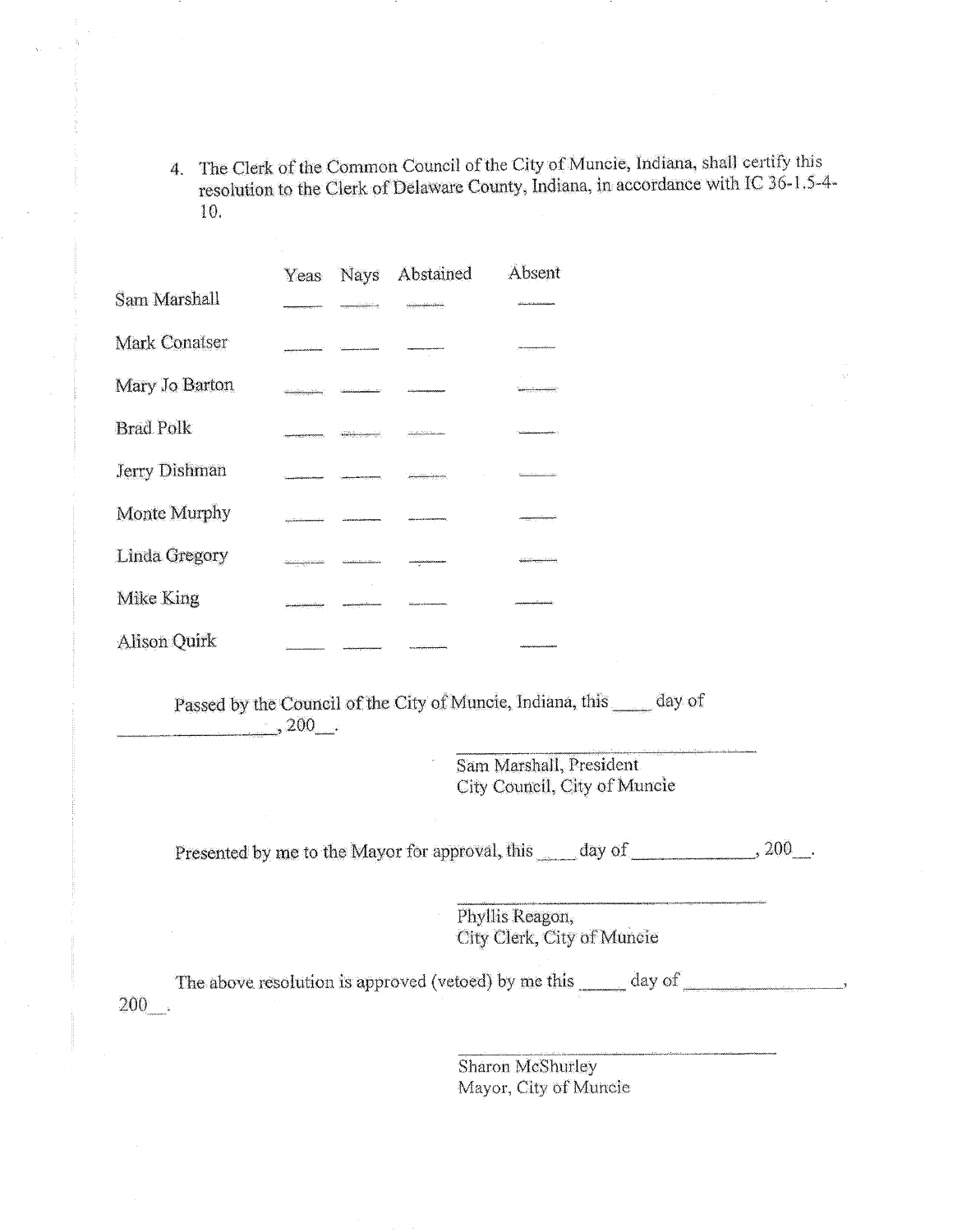4. The Clerk of the Common Council of the City of Muncie, Indiana, shall certify this resolution to the Clerk of Delaware County, Indiana, in accordance with IC 36-1.5-4-10.

| | Yeas | Nays | Abstained | Absent |
|---|---|---|---|---|
| Sam Marshall | ____ | ____ | ____ | ____ |
| Mark Conatser | ____ | ____ | ____ | ____ |
| Mary Jo Barton | ____ | ____ | ____ | ____ |
| Brad Polk | ____ | ____ | ____ | ____ |
| Jerry Dishman | ____ | ____ | ____ | ____ |
| Monte Murphy | ____ | ____ | ____ | ____ |
| Linda Gregory | ____ | ____ | ____ | ____ |
| Mike King | ____ | ____ | ____ | ____ |
| Alison Quirk | ____ | ____ | ____ | ____ |

Passed by the Council of the City of Muncie, Indiana, this ____ day of ________________, 200__.

______________________________
Sam Marshall, President
City Council, City of Muncie

Presented by me to the Mayor for approval, this ____ day of ____________, 200__.

______________________________
Phyllis Reagon,
City Clerk, City of Muncie

The above resolution is approved (vetoed) by me this _____ day of ______________, 200__.

______________________________
Sharon McShurley
Mayor, City of Muncie